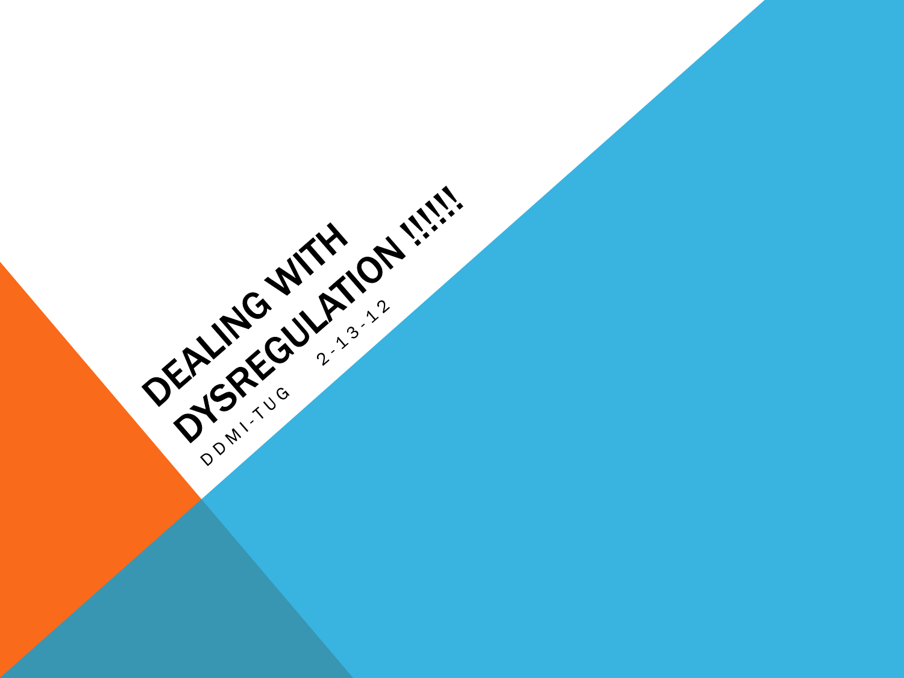# DEALING WITH DYSREGULATION !!!!!!

DDMI-TUG 2-13-12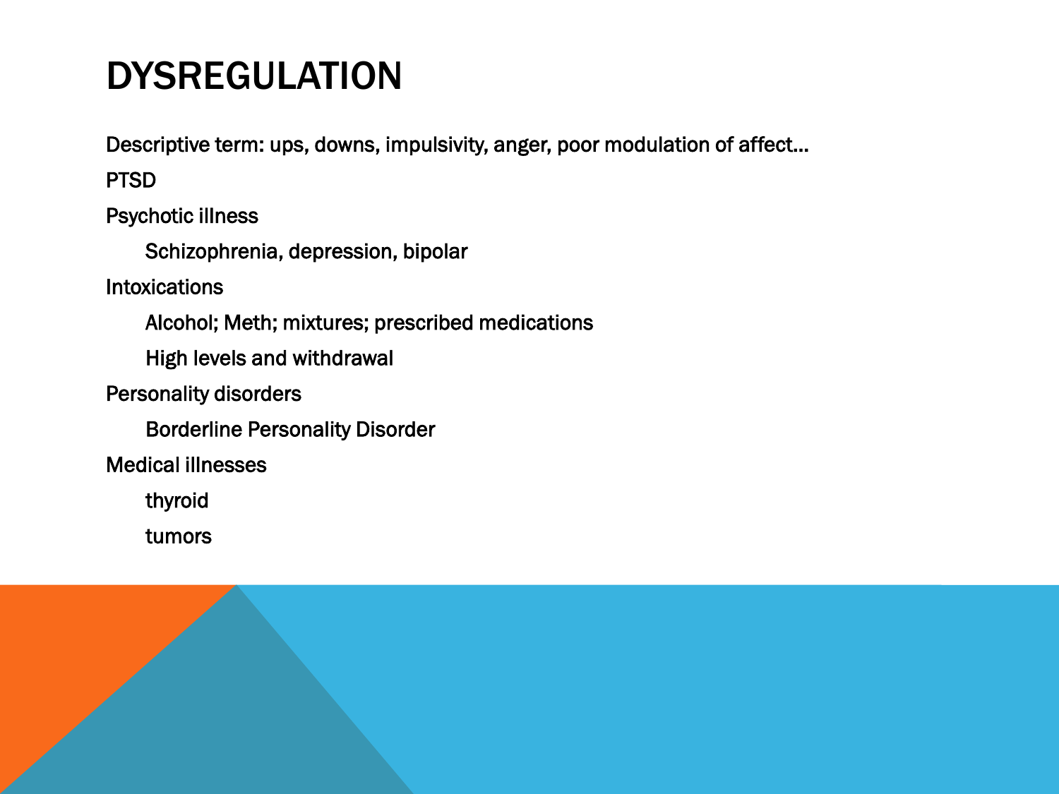# DYSREGULATION

Descriptive term: ups, downs, impulsivity, anger, poor modulation of affect…

PTSD

Psychotic illness

- Schizophrenia, depression, bipolar

Intoxications

- Alcohol; Meth; mixtures; prescribed medications
- High levels and withdrawal

Personality disorders

- Borderline Personality Disorder

Medical illnesses

- thyroid
- tumors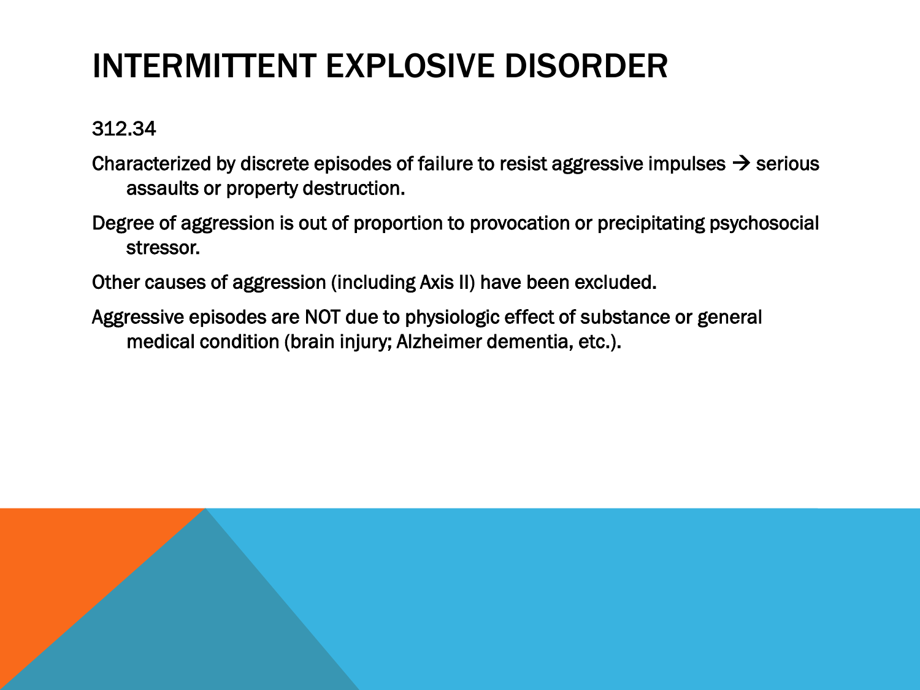# INTERMITTENT EXPLOSIVE DISORDER

312.34

Characterized by discrete episodes of failure to resist aggressive impulses → serious assaults or property destruction.

Degree of aggression is out of proportion to provocation or precipitating psychosocial stressor.

Other causes of aggression (including Axis II) have been excluded.

Aggressive episodes are NOT due to physiologic effect of substance or general medical condition (brain injury; Alzheimer dementia, etc.).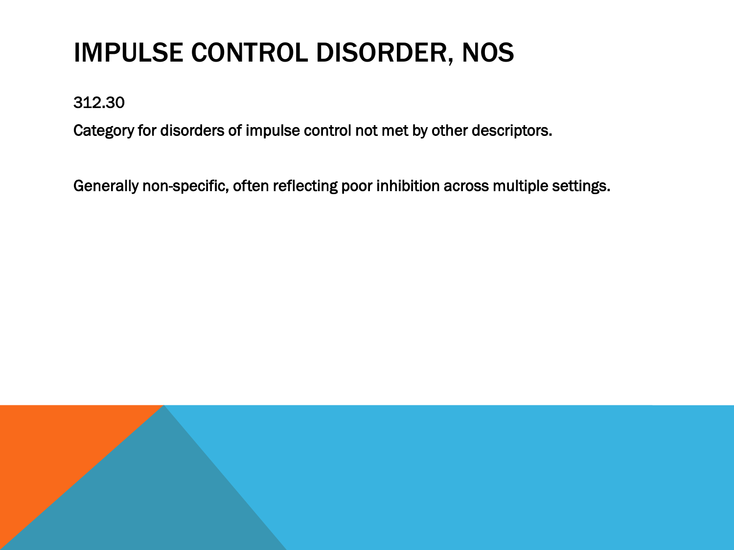# IMPULSE CONTROL DISORDER, NOS

312.30

Category for disorders of impulse control not met by other descriptors.

Generally non-specific, often reflecting poor inhibition across multiple settings.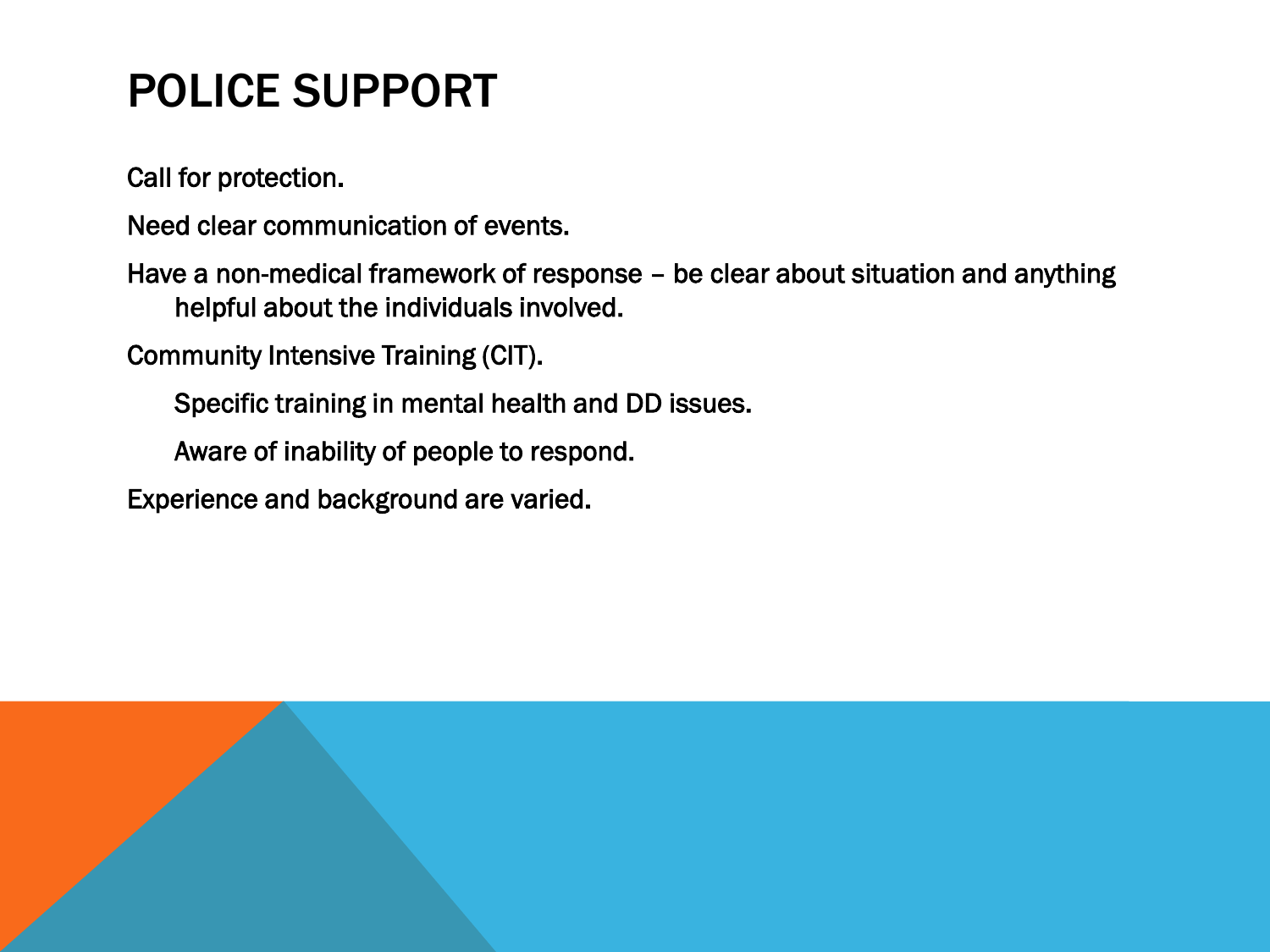# POLICE SUPPORT

Call for protection.

Need clear communication of events.

Have a non-medical framework of response – be clear about situation and anything helpful about the individuals involved.

Community Intensive Training (CIT).

- Specific training in mental health and DD issues.
- Aware of inability of people to respond.

Experience and background are varied.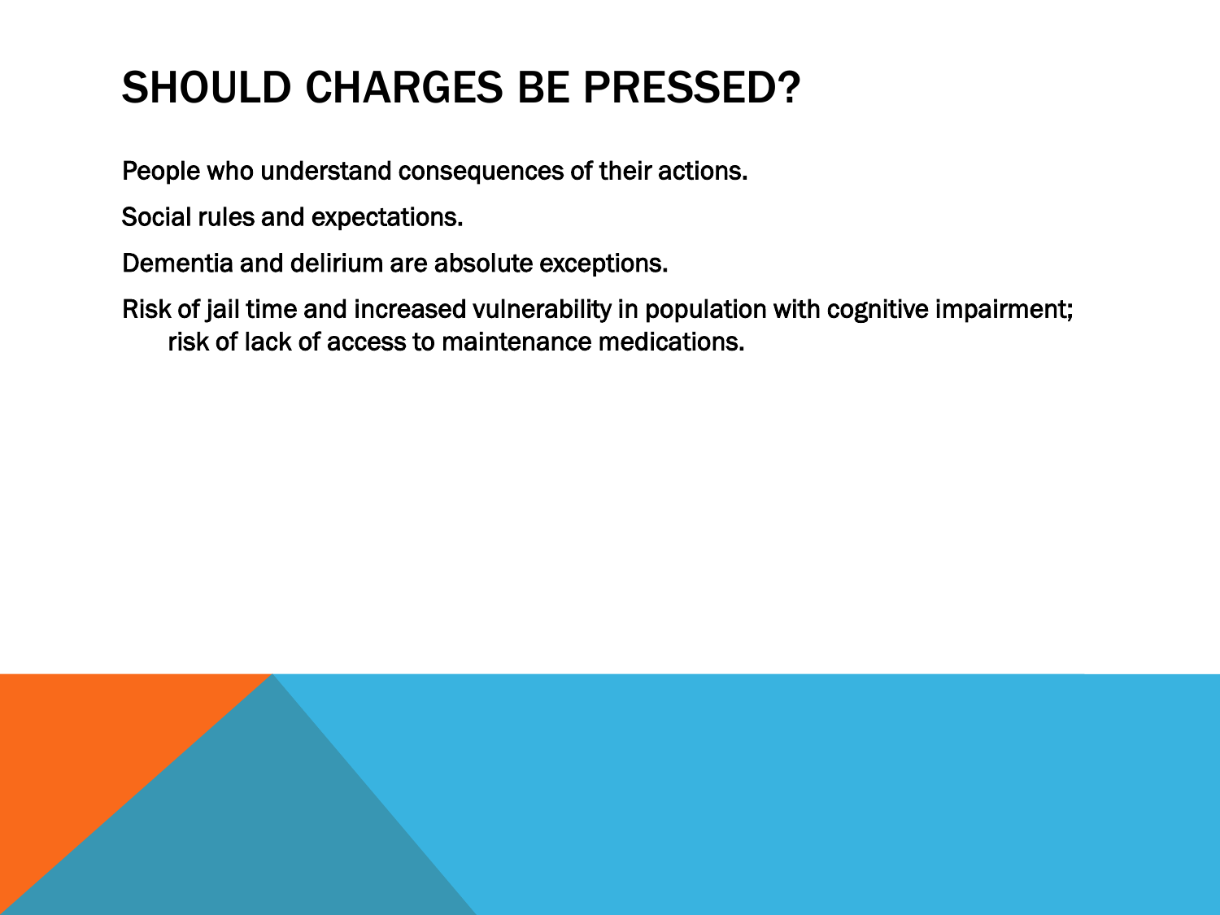# SHOULD CHARGES BE PRESSED?

People who understand consequences of their actions.

Social rules and expectations.

Dementia and delirium are absolute exceptions.

Risk of jail time and increased vulnerability in population with cognitive impairment; risk of lack of access to maintenance medications.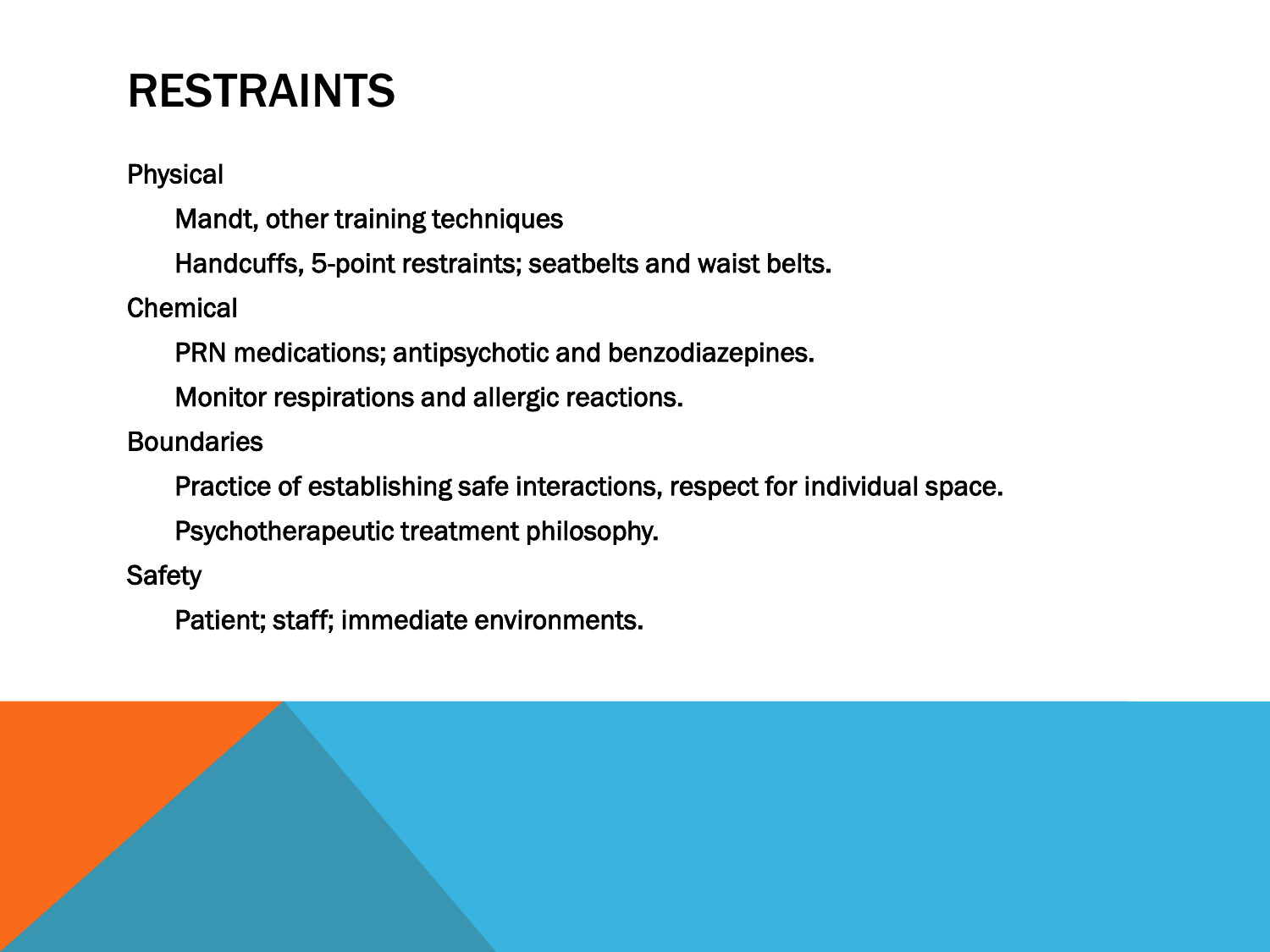# RESTRAINTS

- Physical
  - Mandt, other training techniques
  - Handcuffs, 5-point restraints; seatbelts and waist belts.
- Chemical
  - PRN medications; antipsychotic and benzodiazepines.
  - Monitor respirations and allergic reactions.
- Boundaries
  - Practice of establishing safe interactions, respect for individual space.
  - Psychotherapeutic treatment philosophy.
- Safety
  - Patient; staff; immediate environments.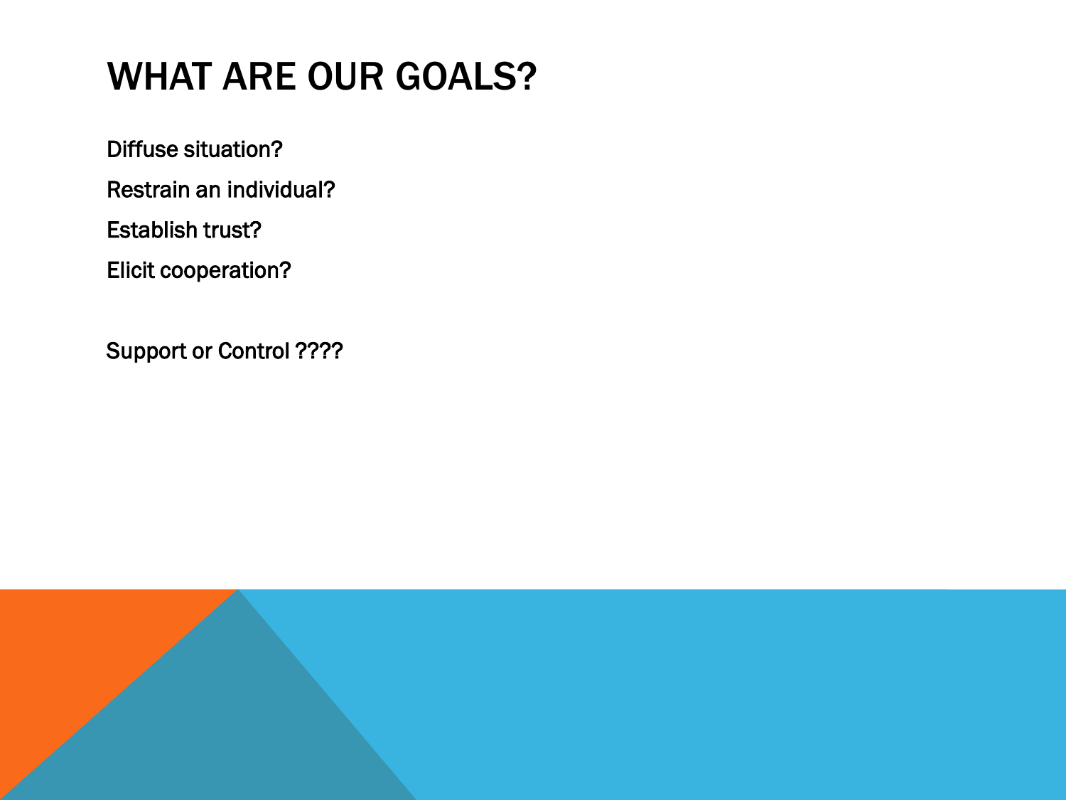# WHAT ARE OUR GOALS?

Diffuse situation?

Restrain an individual?

Establish trust?

Elicit cooperation?

Support or Control ????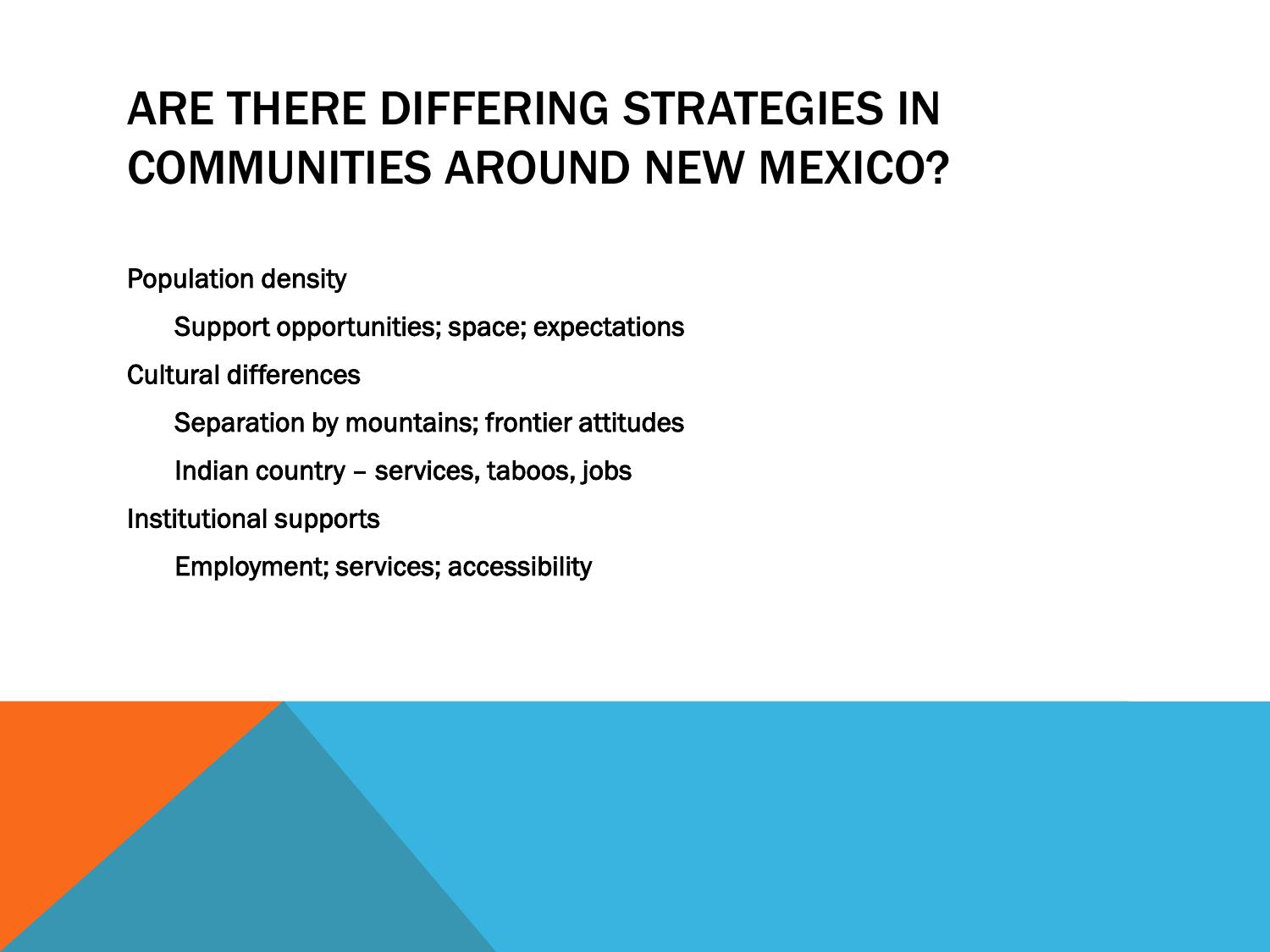# ARE THERE DIFFERING STRATEGIES IN COMMUNITIES AROUND NEW MEXICO?

Population density

- Support opportunities; space; expectations

Cultural differences

- Separation by mountains; frontier attitudes
- Indian country – services, taboos, jobs

Institutional supports

- Employment; services; accessibility